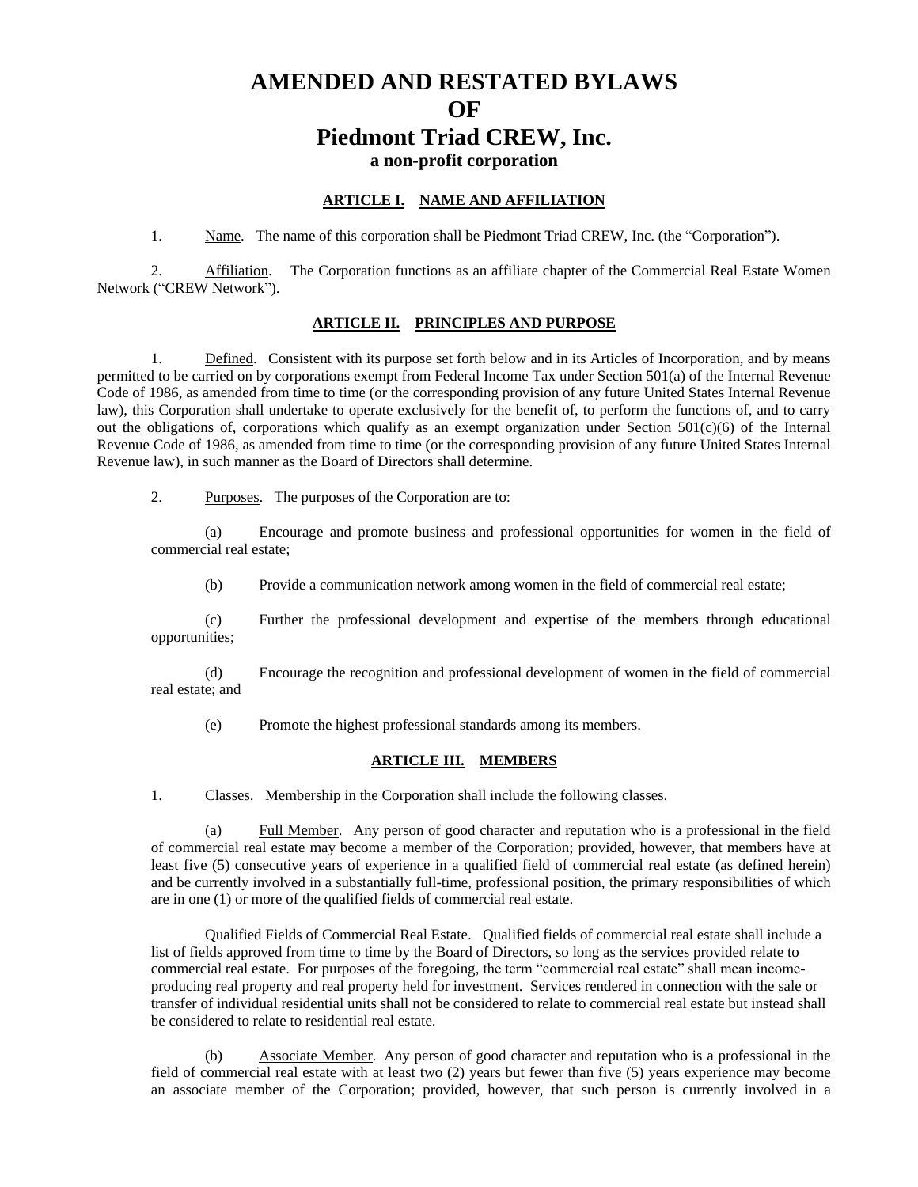# AMENDED AND RESTATED BYLAWS
# OF
# Piedmont Triad CREW, Inc.
**a non-profit corporation**

## ARTICLE I. NAME AND AFFILIATION

1. Name. The name of this corporation shall be Piedmont Triad CREW, Inc. (the "Corporation").

2. Affiliation. The Corporation functions as an affiliate chapter of the Commercial Real Estate Women Network ("CREW Network").

## ARTICLE II. PRINCIPLES AND PURPOSE

1. Defined. Consistent with its purpose set forth below and in its Articles of Incorporation, and by means permitted to be carried on by corporations exempt from Federal Income Tax under Section 501(a) of the Internal Revenue Code of 1986, as amended from time to time (or the corresponding provision of any future United States Internal Revenue law), this Corporation shall undertake to operate exclusively for the benefit of, to perform the functions of, and to carry out the obligations of, corporations which qualify as an exempt organization under Section 501(c)(6) of the Internal Revenue Code of 1986, as amended from time to time (or the corresponding provision of any future United States Internal Revenue law), in such manner as the Board of Directors shall determine.

2. Purposes. The purposes of the Corporation are to:

(a) Encourage and promote business and professional opportunities for women in the field of commercial real estate;

(b) Provide a communication network among women in the field of commercial real estate;

(c) Further the professional development and expertise of the members through educational opportunities;

(d) Encourage the recognition and professional development of women in the field of commercial real estate; and

(e) Promote the highest professional standards among its members.

## ARTICLE III. MEMBERS

1. Classes. Membership in the Corporation shall include the following classes.

(a) Full Member. Any person of good character and reputation who is a professional in the field of commercial real estate may become a member of the Corporation; provided, however, that members have at least five (5) consecutive years of experience in a qualified field of commercial real estate (as defined herein) and be currently involved in a substantially full-time, professional position, the primary responsibilities of which are in one (1) or more of the qualified fields of commercial real estate.

Qualified Fields of Commercial Real Estate. Qualified fields of commercial real estate shall include a list of fields approved from time to time by the Board of Directors, so long as the services provided relate to commercial real estate. For purposes of the foregoing, the term "commercial real estate" shall mean income-producing real property and real property held for investment. Services rendered in connection with the sale or transfer of individual residential units shall not be considered to relate to commercial real estate but instead shall be considered to relate to residential real estate.

(b) Associate Member. Any person of good character and reputation who is a professional in the field of commercial real estate with at least two (2) years but fewer than five (5) years experience may become an associate member of the Corporation; provided, however, that such person is currently involved in a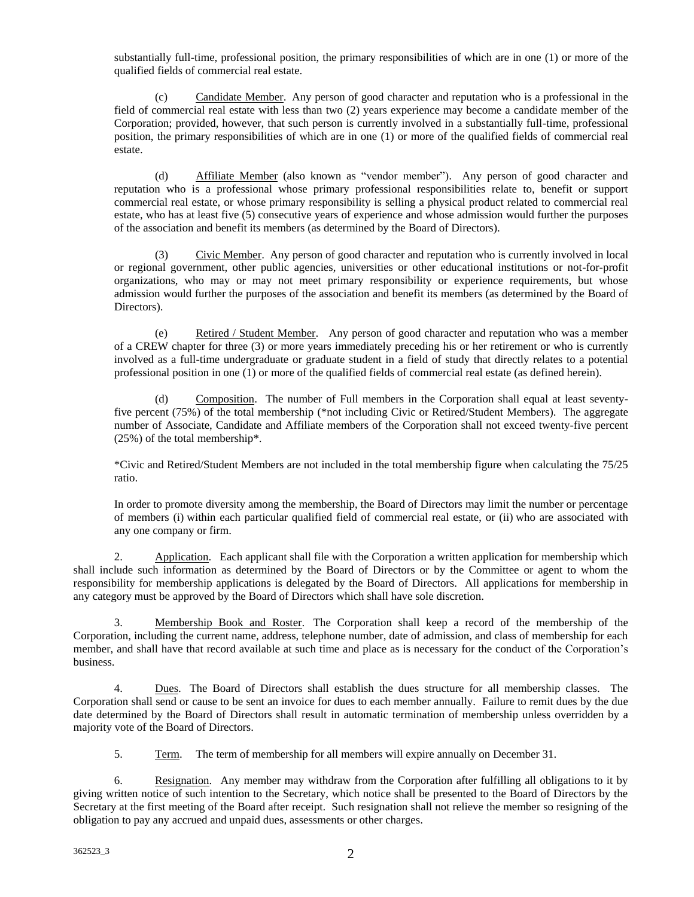substantially full-time, professional position, the primary responsibilities of which are in one (1) or more of the qualified fields of commercial real estate.

(c) Candidate Member. Any person of good character and reputation who is a professional in the field of commercial real estate with less than two (2) years experience may become a candidate member of the Corporation; provided, however, that such person is currently involved in a substantially full-time, professional position, the primary responsibilities of which are in one (1) or more of the qualified fields of commercial real estate.

(d) Affiliate Member (also known as "vendor member"). Any person of good character and reputation who is a professional whose primary professional responsibilities relate to, benefit or support commercial real estate, or whose primary responsibility is selling a physical product related to commercial real estate, who has at least five (5) consecutive years of experience and whose admission would further the purposes of the association and benefit its members (as determined by the Board of Directors).

(3) Civic Member. Any person of good character and reputation who is currently involved in local or regional government, other public agencies, universities or other educational institutions or not-for-profit organizations, who may or may not meet primary responsibility or experience requirements, but whose admission would further the purposes of the association and benefit its members (as determined by the Board of Directors).

(e) Retired / Student Member. Any person of good character and reputation who was a member of a CREW chapter for three (3) or more years immediately preceding his or her retirement or who is currently involved as a full-time undergraduate or graduate student in a field of study that directly relates to a potential professional position in one (1) or more of the qualified fields of commercial real estate (as defined herein).

(d) Composition. The number of Full members in the Corporation shall equal at least seventy-five percent (75%) of the total membership (*not including Civic or Retired/Student Members). The aggregate number of Associate, Candidate and Affiliate members of the Corporation shall not exceed twenty-five percent (25%) of the total membership*.

*Civic and Retired/Student Members are not included in the total membership figure when calculating the 75/25 ratio.

In order to promote diversity among the membership, the Board of Directors may limit the number or percentage of members (i) within each particular qualified field of commercial real estate, or (ii) who are associated with any one company or firm.

2. Application. Each applicant shall file with the Corporation a written application for membership which shall include such information as determined by the Board of Directors or by the Committee or agent to whom the responsibility for membership applications is delegated by the Board of Directors. All applications for membership in any category must be approved by the Board of Directors which shall have sole discretion.

3. Membership Book and Roster. The Corporation shall keep a record of the membership of the Corporation, including the current name, address, telephone number, date of admission, and class of membership for each member, and shall have that record available at such time and place as is necessary for the conduct of the Corporation's business.

4. Dues. The Board of Directors shall establish the dues structure for all membership classes. The Corporation shall send or cause to be sent an invoice for dues to each member annually. Failure to remit dues by the due date determined by the Board of Directors shall result in automatic termination of membership unless overridden by a majority vote of the Board of Directors.

5. Term. The term of membership for all members will expire annually on December 31.

6. Resignation. Any member may withdraw from the Corporation after fulfilling all obligations to it by giving written notice of such intention to the Secretary, which notice shall be presented to the Board of Directors by the Secretary at the first meeting of the Board after receipt. Such resignation shall not relieve the member so resigning of the obligation to pay any accrued and unpaid dues, assessments or other charges.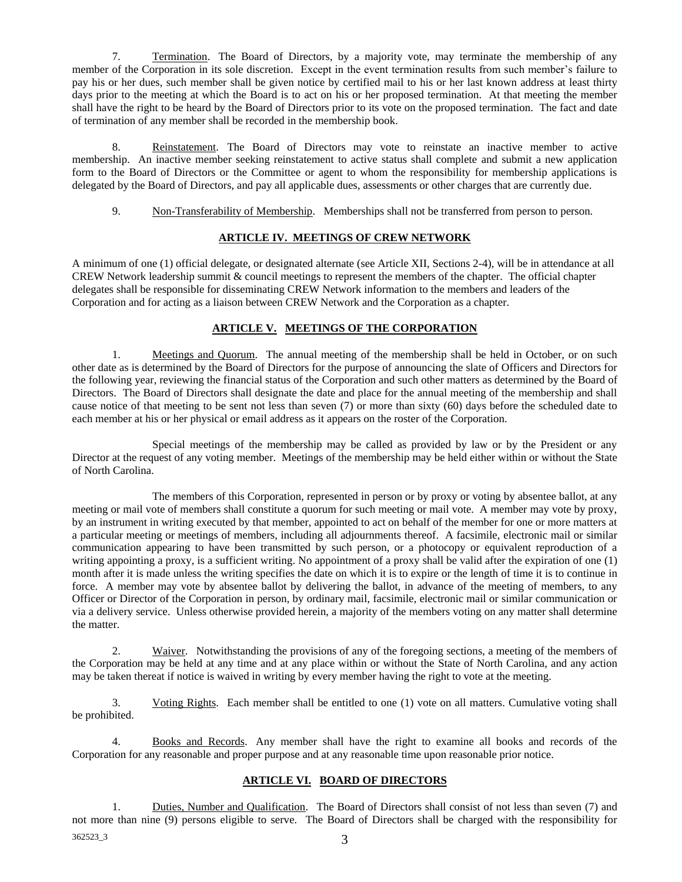7. Termination. The Board of Directors, by a majority vote, may terminate the membership of any member of the Corporation in its sole discretion. Except in the event termination results from such member's failure to pay his or her dues, such member shall be given notice by certified mail to his or her last known address at least thirty days prior to the meeting at which the Board is to act on his or her proposed termination. At that meeting the member shall have the right to be heard by the Board of Directors prior to its vote on the proposed termination. The fact and date of termination of any member shall be recorded in the membership book.

8. Reinstatement. The Board of Directors may vote to reinstate an inactive member to active membership. An inactive member seeking reinstatement to active status shall complete and submit a new application form to the Board of Directors or the Committee or agent to whom the responsibility for membership applications is delegated by the Board of Directors, and pay all applicable dues, assessments or other charges that are currently due.

9. Non-Transferability of Membership. Memberships shall not be transferred from person to person.

## ARTICLE IV. MEETINGS OF CREW NETWORK

A minimum of one (1) official delegate, or designated alternate (see Article XII, Sections 2-4), will be in attendance at all CREW Network leadership summit & council meetings to represent the members of the chapter. The official chapter delegates shall be responsible for disseminating CREW Network information to the members and leaders of the Corporation and for acting as a liaison between CREW Network and the Corporation as a chapter.

## ARTICLE V. MEETINGS OF THE CORPORATION

1. Meetings and Quorum. The annual meeting of the membership shall be held in October, or on such other date as is determined by the Board of Directors for the purpose of announcing the slate of Officers and Directors for the following year, reviewing the financial status of the Corporation and such other matters as determined by the Board of Directors. The Board of Directors shall designate the date and place for the annual meeting of the membership and shall cause notice of that meeting to be sent not less than seven (7) or more than sixty (60) days before the scheduled date to each member at his or her physical or email address as it appears on the roster of the Corporation.

Special meetings of the membership may be called as provided by law or by the President or any Director at the request of any voting member. Meetings of the membership may be held either within or without the State of North Carolina.

The members of this Corporation, represented in person or by proxy or voting by absentee ballot, at any meeting or mail vote of members shall constitute a quorum for such meeting or mail vote. A member may vote by proxy, by an instrument in writing executed by that member, appointed to act on behalf of the member for one or more matters at a particular meeting or meetings of members, including all adjournments thereof. A facsimile, electronic mail or similar communication appearing to have been transmitted by such person, or a photocopy or equivalent reproduction of a writing appointing a proxy, is a sufficient writing. No appointment of a proxy shall be valid after the expiration of one (1) month after it is made unless the writing specifies the date on which it is to expire or the length of time it is to continue in force. A member may vote by absentee ballot by delivering the ballot, in advance of the meeting of members, to any Officer or Director of the Corporation in person, by ordinary mail, facsimile, electronic mail or similar communication or via a delivery service. Unless otherwise provided herein, a majority of the members voting on any matter shall determine the matter.

2. Waiver. Notwithstanding the provisions of any of the foregoing sections, a meeting of the members of the Corporation may be held at any time and at any place within or without the State of North Carolina, and any action may be taken thereat if notice is waived in writing by every member having the right to vote at the meeting.

3. Voting Rights. Each member shall be entitled to one (1) vote on all matters. Cumulative voting shall be prohibited.

4. Books and Records. Any member shall have the right to examine all books and records of the Corporation for any reasonable and proper purpose and at any reasonable time upon reasonable prior notice.

## ARTICLE VI. BOARD OF DIRECTORS

1. Duties, Number and Qualification. The Board of Directors shall consist of not less than seven (7) and not more than nine (9) persons eligible to serve. The Board of Directors shall be charged with the responsibility for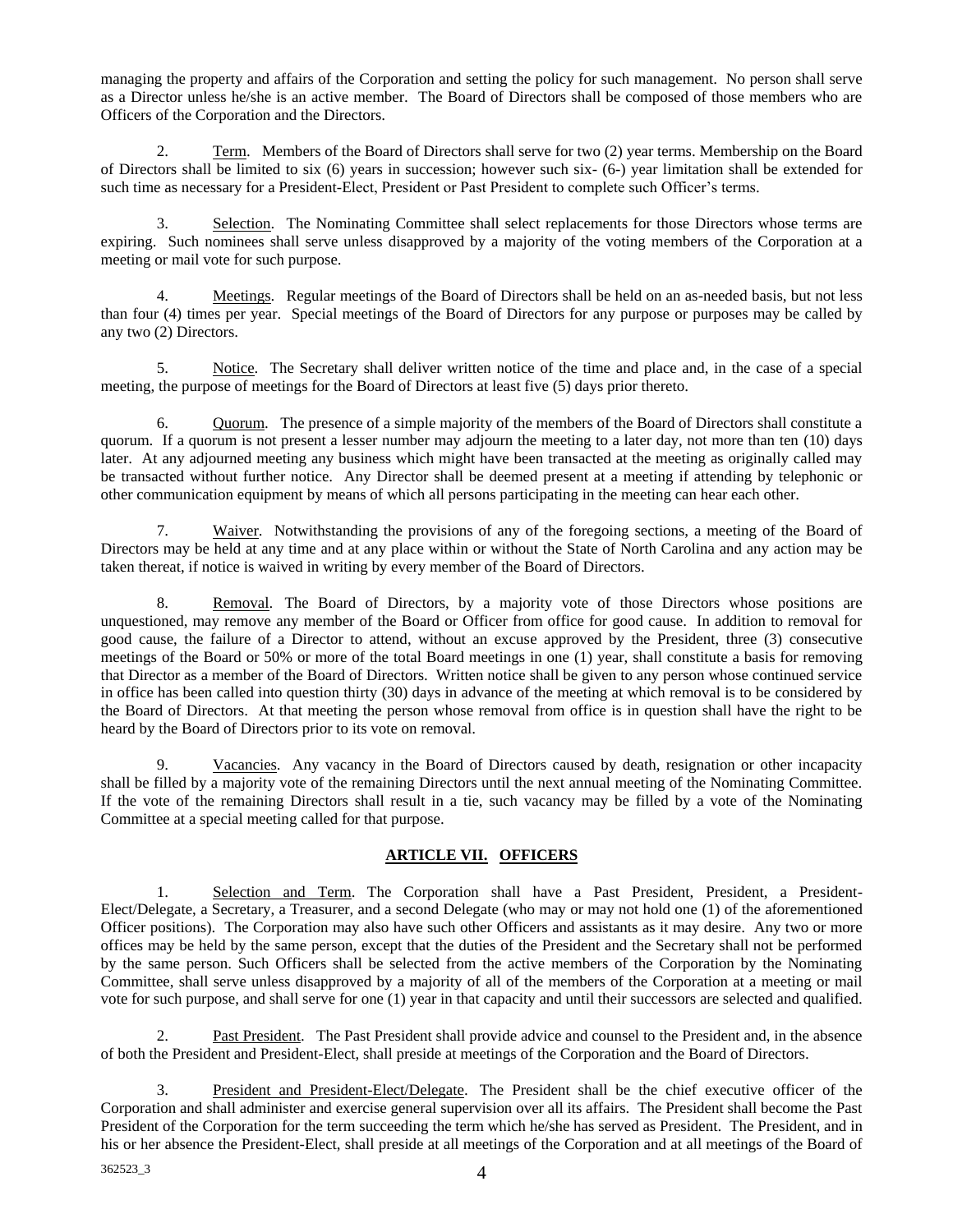managing the property and affairs of the Corporation and setting the policy for such management. No person shall serve as a Director unless he/she is an active member. The Board of Directors shall be composed of those members who are Officers of the Corporation and the Directors.

2. Term. Members of the Board of Directors shall serve for two (2) year terms. Membership on the Board of Directors shall be limited to six (6) years in succession; however such six- (6-) year limitation shall be extended for such time as necessary for a President-Elect, President or Past President to complete such Officer's terms.

3. Selection. The Nominating Committee shall select replacements for those Directors whose terms are expiring. Such nominees shall serve unless disapproved by a majority of the voting members of the Corporation at a meeting or mail vote for such purpose.

4. Meetings. Regular meetings of the Board of Directors shall be held on an as-needed basis, but not less than four (4) times per year. Special meetings of the Board of Directors for any purpose or purposes may be called by any two (2) Directors.

5. Notice. The Secretary shall deliver written notice of the time and place and, in the case of a special meeting, the purpose of meetings for the Board of Directors at least five (5) days prior thereto.

6. Quorum. The presence of a simple majority of the members of the Board of Directors shall constitute a quorum. If a quorum is not present a lesser number may adjourn the meeting to a later day, not more than ten (10) days later. At any adjourned meeting any business which might have been transacted at the meeting as originally called may be transacted without further notice. Any Director shall be deemed present at a meeting if attending by telephonic or other communication equipment by means of which all persons participating in the meeting can hear each other.

7. Waiver. Notwithstanding the provisions of any of the foregoing sections, a meeting of the Board of Directors may be held at any time and at any place within or without the State of North Carolina and any action may be taken thereat, if notice is waived in writing by every member of the Board of Directors.

8. Removal. The Board of Directors, by a majority vote of those Directors whose positions are unquestioned, may remove any member of the Board or Officer from office for good cause. In addition to removal for good cause, the failure of a Director to attend, without an excuse approved by the President, three (3) consecutive meetings of the Board or 50% or more of the total Board meetings in one (1) year, shall constitute a basis for removing that Director as a member of the Board of Directors. Written notice shall be given to any person whose continued service in office has been called into question thirty (30) days in advance of the meeting at which removal is to be considered by the Board of Directors. At that meeting the person whose removal from office is in question shall have the right to be heard by the Board of Directors prior to its vote on removal.

9. Vacancies. Any vacancy in the Board of Directors caused by death, resignation or other incapacity shall be filled by a majority vote of the remaining Directors until the next annual meeting of the Nominating Committee. If the vote of the remaining Directors shall result in a tie, such vacancy may be filled by a vote of the Nominating Committee at a special meeting called for that purpose.

## ARTICLE VII. OFFICERS

1. Selection and Term. The Corporation shall have a Past President, President, a President-Elect/Delegate, a Secretary, a Treasurer, and a second Delegate (who may or may not hold one (1) of the aforementioned Officer positions). The Corporation may also have such other Officers and assistants as it may desire. Any two or more offices may be held by the same person, except that the duties of the President and the Secretary shall not be performed by the same person. Such Officers shall be selected from the active members of the Corporation by the Nominating Committee, shall serve unless disapproved by a majority of all of the members of the Corporation at a meeting or mail vote for such purpose, and shall serve for one (1) year in that capacity and until their successors are selected and qualified.

2. Past President. The Past President shall provide advice and counsel to the President and, in the absence of both the President and President-Elect, shall preside at meetings of the Corporation and the Board of Directors.

3. President and President-Elect/Delegate. The President shall be the chief executive officer of the Corporation and shall administer and exercise general supervision over all its affairs. The President shall become the Past President of the Corporation for the term succeeding the term which he/she has served as President. The President, and in his or her absence the President-Elect, shall preside at all meetings of the Corporation and at all meetings of the Board of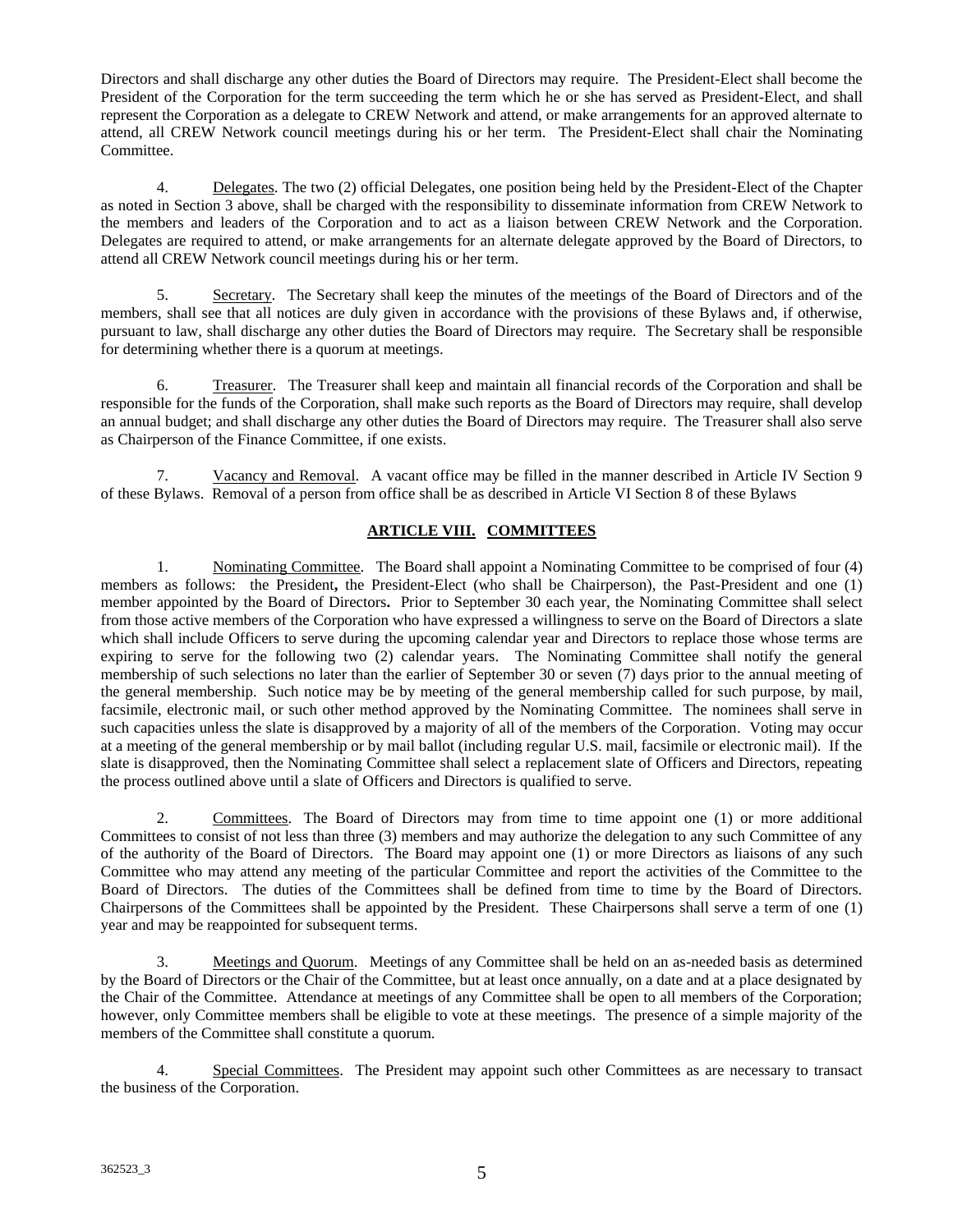Directors and shall discharge any other duties the Board of Directors may require. The President-Elect shall become the President of the Corporation for the term succeeding the term which he or she has served as President-Elect, and shall represent the Corporation as a delegate to CREW Network and attend, or make arrangements for an approved alternate to attend, all CREW Network council meetings during his or her term. The President-Elect shall chair the Nominating Committee.

4. Delegates. The two (2) official Delegates, one position being held by the President-Elect of the Chapter as noted in Section 3 above, shall be charged with the responsibility to disseminate information from CREW Network to the members and leaders of the Corporation and to act as a liaison between CREW Network and the Corporation. Delegates are required to attend, or make arrangements for an alternate delegate approved by the Board of Directors, to attend all CREW Network council meetings during his or her term.

5. Secretary. The Secretary shall keep the minutes of the meetings of the Board of Directors and of the members, shall see that all notices are duly given in accordance with the provisions of these Bylaws and, if otherwise, pursuant to law, shall discharge any other duties the Board of Directors may require. The Secretary shall be responsible for determining whether there is a quorum at meetings.

6. Treasurer. The Treasurer shall keep and maintain all financial records of the Corporation and shall be responsible for the funds of the Corporation, shall make such reports as the Board of Directors may require, shall develop an annual budget; and shall discharge any other duties the Board of Directors may require. The Treasurer shall also serve as Chairperson of the Finance Committee, if one exists.

7. Vacancy and Removal. A vacant office may be filled in the manner described in Article IV Section 9 of these Bylaws. Removal of a person from office shall be as described in Article VI Section 8 of these Bylaws

## ARTICLE VIII. COMMITTEES

1. Nominating Committee. The Board shall appoint a Nominating Committee to be comprised of four (4) members as follows: the President**,** the President-Elect (who shall be Chairperson), the Past-President and one (1) member appointed by the Board of Directors**.** Prior to September 30 each year, the Nominating Committee shall select from those active members of the Corporation who have expressed a willingness to serve on the Board of Directors a slate which shall include Officers to serve during the upcoming calendar year and Directors to replace those whose terms are expiring to serve for the following two (2) calendar years. The Nominating Committee shall notify the general membership of such selections no later than the earlier of September 30 or seven (7) days prior to the annual meeting of the general membership. Such notice may be by meeting of the general membership called for such purpose, by mail, facsimile, electronic mail, or such other method approved by the Nominating Committee. The nominees shall serve in such capacities unless the slate is disapproved by a majority of all of the members of the Corporation. Voting may occur at a meeting of the general membership or by mail ballot (including regular U.S. mail, facsimile or electronic mail). If the slate is disapproved, then the Nominating Committee shall select a replacement slate of Officers and Directors, repeating the process outlined above until a slate of Officers and Directors is qualified to serve.

2. Committees. The Board of Directors may from time to time appoint one (1) or more additional Committees to consist of not less than three (3) members and may authorize the delegation to any such Committee of any of the authority of the Board of Directors. The Board may appoint one (1) or more Directors as liaisons of any such Committee who may attend any meeting of the particular Committee and report the activities of the Committee to the Board of Directors. The duties of the Committees shall be defined from time to time by the Board of Directors. Chairpersons of the Committees shall be appointed by the President. These Chairpersons shall serve a term of one (1) year and may be reappointed for subsequent terms.

3. Meetings and Quorum. Meetings of any Committee shall be held on an as-needed basis as determined by the Board of Directors or the Chair of the Committee, but at least once annually, on a date and at a place designated by the Chair of the Committee. Attendance at meetings of any Committee shall be open to all members of the Corporation; however, only Committee members shall be eligible to vote at these meetings. The presence of a simple majority of the members of the Committee shall constitute a quorum.

4. Special Committees. The President may appoint such other Committees as are necessary to transact the business of the Corporation.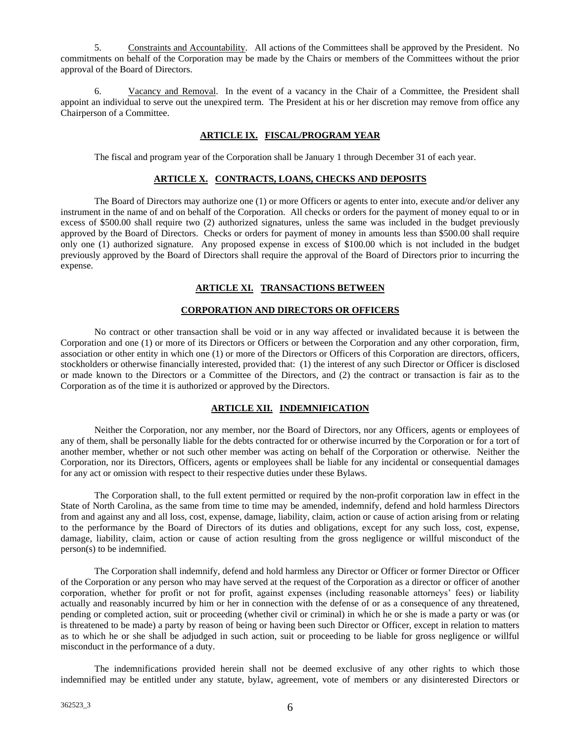5. Constraints and Accountability. All actions of the Committees shall be approved by the President. No commitments on behalf of the Corporation may be made by the Chairs or members of the Committees without the prior approval of the Board of Directors.

6. Vacancy and Removal. In the event of a vacancy in the Chair of a Committee, the President shall appoint an individual to serve out the unexpired term. The President at his or her discretion may remove from office any Chairperson of a Committee.

## ARTICLE IX. FISCAL/PROGRAM YEAR

The fiscal and program year of the Corporation shall be January 1 through December 31 of each year.

## ARTICLE X. CONTRACTS, LOANS, CHECKS AND DEPOSITS

The Board of Directors may authorize one (1) or more Officers or agents to enter into, execute and/or deliver any instrument in the name of and on behalf of the Corporation. All checks or orders for the payment of money equal to or in excess of $500.00 shall require two (2) authorized signatures, unless the same was included in the budget previously approved by the Board of Directors. Checks or orders for payment of money in amounts less than $500.00 shall require only one (1) authorized signature. Any proposed expense in excess of $100.00 which is not included in the budget previously approved by the Board of Directors shall require the approval of the Board of Directors prior to incurring the expense.

## ARTICLE XI. TRANSACTIONS BETWEEN CORPORATION AND DIRECTORS OR OFFICERS

No contract or other transaction shall be void or in any way affected or invalidated because it is between the Corporation and one (1) or more of its Directors or Officers or between the Corporation and any other corporation, firm, association or other entity in which one (1) or more of the Directors or Officers of this Corporation are directors, officers, stockholders or otherwise financially interested, provided that: (1) the interest of any such Director or Officer is disclosed or made known to the Directors or a Committee of the Directors, and (2) the contract or transaction is fair as to the Corporation as of the time it is authorized or approved by the Directors.

## ARTICLE XII. INDEMNIFICATION

Neither the Corporation, nor any member, nor the Board of Directors, nor any Officers, agents or employees of any of them, shall be personally liable for the debts contracted for or otherwise incurred by the Corporation or for a tort of another member, whether or not such other member was acting on behalf of the Corporation or otherwise. Neither the Corporation, nor its Directors, Officers, agents or employees shall be liable for any incidental or consequential damages for any act or omission with respect to their respective duties under these Bylaws.

The Corporation shall, to the full extent permitted or required by the non-profit corporation law in effect in the State of North Carolina, as the same from time to time may be amended, indemnify, defend and hold harmless Directors from and against any and all loss, cost, expense, damage, liability, claim, action or cause of action arising from or relating to the performance by the Board of Directors of its duties and obligations, except for any such loss, cost, expense, damage, liability, claim, action or cause of action resulting from the gross negligence or willful misconduct of the person(s) to be indemnified.

The Corporation shall indemnify, defend and hold harmless any Director or Officer or former Director or Officer of the Corporation or any person who may have served at the request of the Corporation as a director or officer of another corporation, whether for profit or not for profit, against expenses (including reasonable attorneys' fees) or liability actually and reasonably incurred by him or her in connection with the defense of or as a consequence of any threatened, pending or completed action, suit or proceeding (whether civil or criminal) in which he or she is made a party or was (or is threatened to be made) a party by reason of being or having been such Director or Officer, except in relation to matters as to which he or she shall be adjudged in such action, suit or proceeding to be liable for gross negligence or willful misconduct in the performance of a duty.

The indemnifications provided herein shall not be deemed exclusive of any other rights to which those indemnified may be entitled under any statute, bylaw, agreement, vote of members or any disinterested Directors or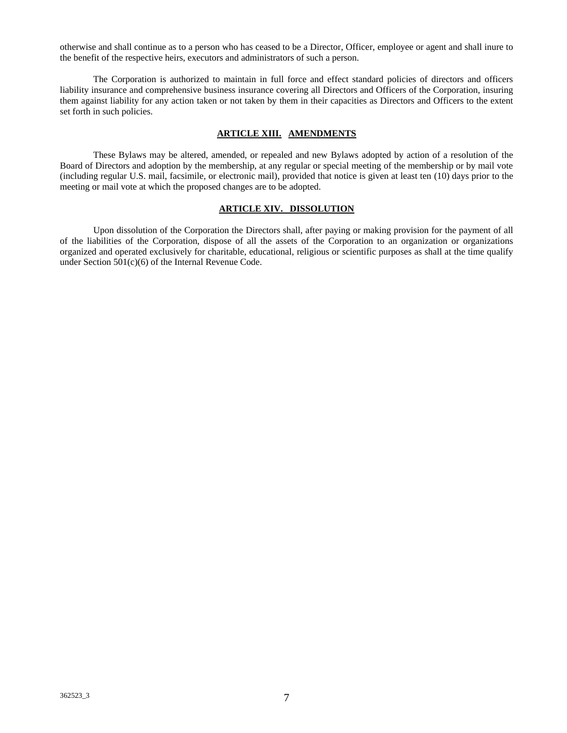otherwise and shall continue as to a person who has ceased to be a Director, Officer, employee or agent and shall inure to the benefit of the respective heirs, executors and administrators of such a person.

The Corporation is authorized to maintain in full force and effect standard policies of directors and officers liability insurance and comprehensive business insurance covering all Directors and Officers of the Corporation, insuring them against liability for any action taken or not taken by them in their capacities as Directors and Officers to the extent set forth in such policies.

## ARTICLE XIII. AMENDMENTS

These Bylaws may be altered, amended, or repealed and new Bylaws adopted by action of a resolution of the Board of Directors and adoption by the membership, at any regular or special meeting of the membership or by mail vote (including regular U.S. mail, facsimile, or electronic mail), provided that notice is given at least ten (10) days prior to the meeting or mail vote at which the proposed changes are to be adopted.

## ARTICLE XIV. DISSOLUTION

Upon dissolution of the Corporation the Directors shall, after paying or making provision for the payment of all of the liabilities of the Corporation, dispose of all the assets of the Corporation to an organization or organizations organized and operated exclusively for charitable, educational, religious or scientific purposes as shall at the time qualify under Section 501(c)(6) of the Internal Revenue Code.

362523_3